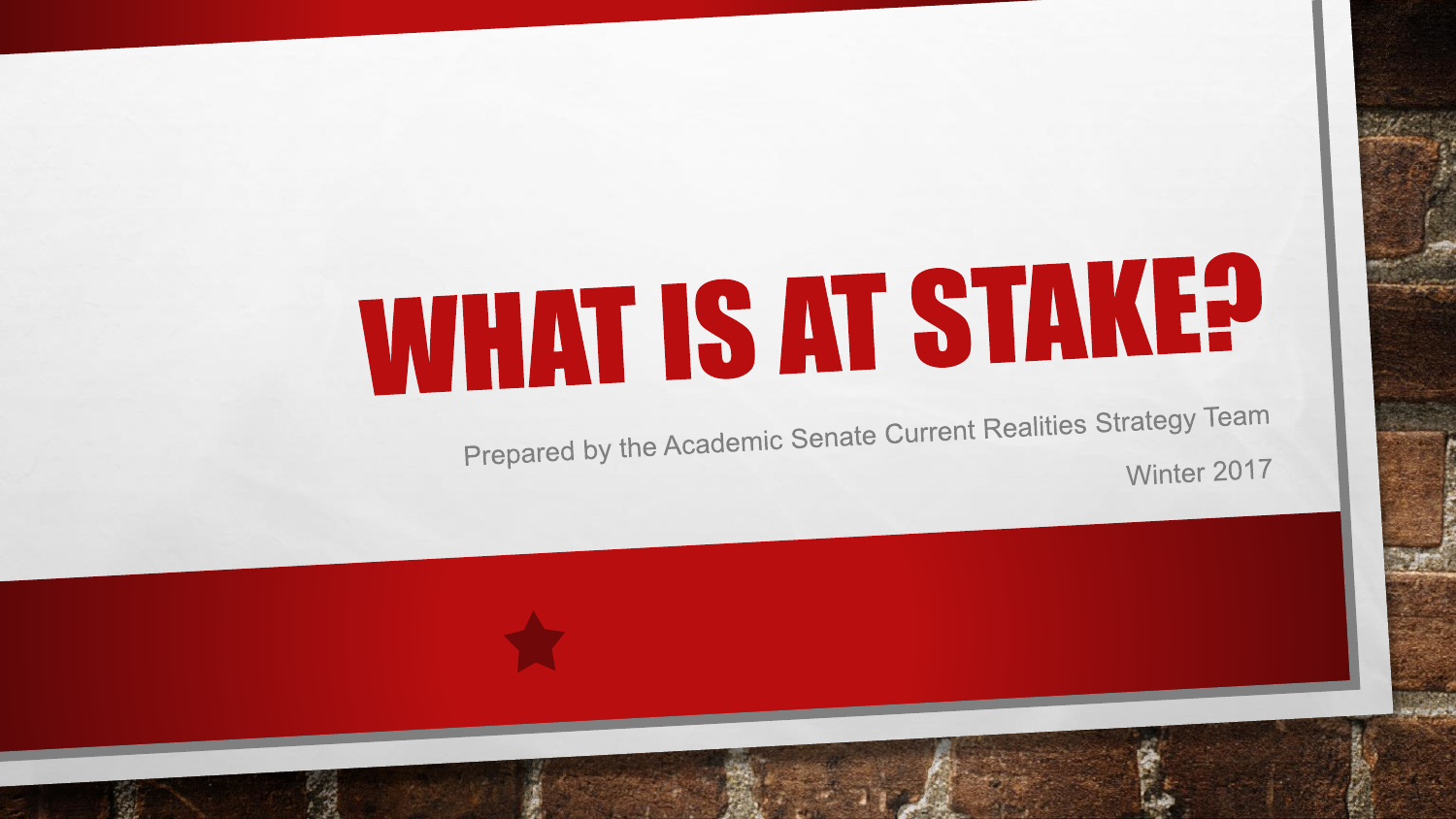# WHAT IS AT STAKE?

Prepared by the Academic Senate Current Realities Strategy Team

Winter 2017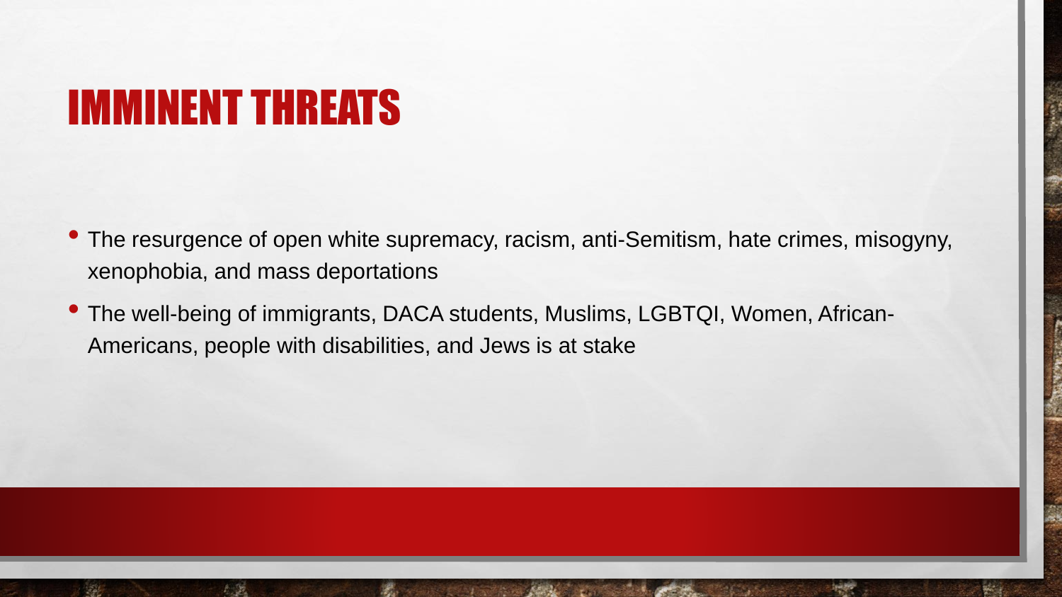# IMMINENT THREATS

- The resurgence of open white supremacy, racism, anti-Semitism, hate crimes, misogyny, xenophobia, and mass deportations
- The well-being of immigrants, DACA students, Muslims, LGBTQI, Women, African-Americans, people with disabilities, and Jews is at stake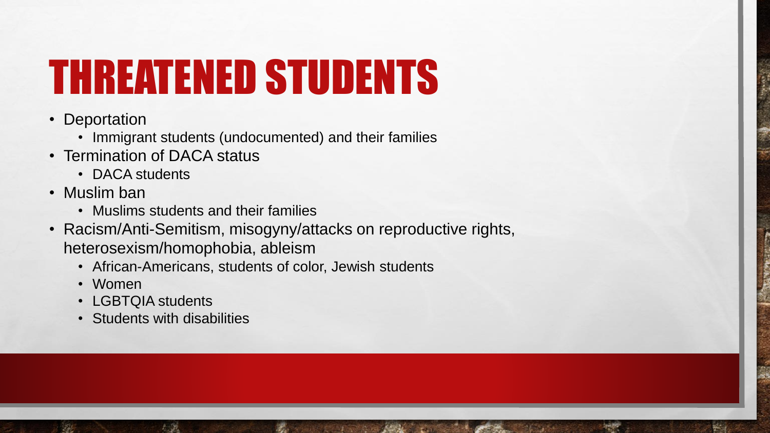# THREATENED STUDENTS

- Deportation
  - Immigrant students (undocumented) and their families
- Termination of DACA status
  - DACA students
- Muslim ban
  - Muslims students and their families
- Racism/Anti-Semitism, misogyny/attacks on reproductive rights, heterosexism/homophobia, ableism
  - African-Americans, students of color, Jewish students
  - Women
  - LGBTQIA students
  - Students with disabilities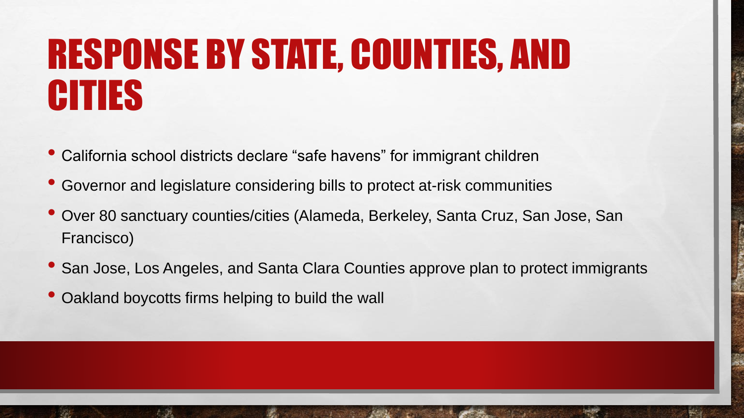# RESPONSE BY STATE, COUNTIES, AND CITIES

- California school districts declare "safe havens" for immigrant children
- Governor and legislature considering bills to protect at-risk communities
- Over 80 sanctuary counties/cities (Alameda, Berkeley, Santa Cruz, San Jose, San Francisco)
- San Jose, Los Angeles, and Santa Clara Counties approve plan to protect immigrants
- Oakland boycotts firms helping to build the wall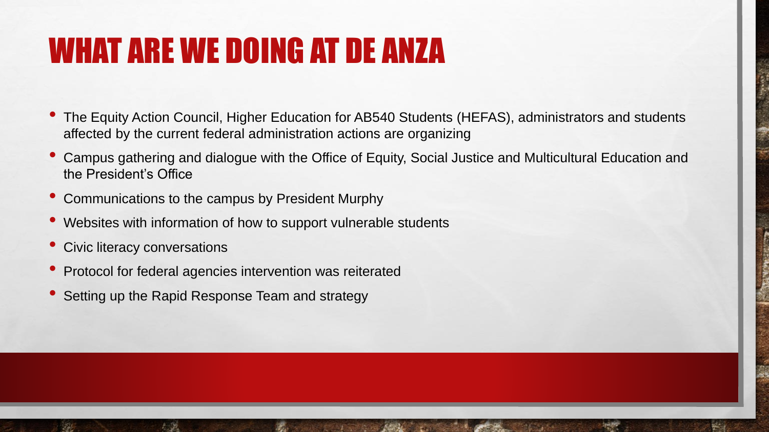# WHAT ARE WE DOING AT DE ANZA

- The Equity Action Council, Higher Education for AB540 Students (HEFAS), administrators and students affected by the current federal administration actions are organizing
- Campus gathering and dialogue with the Office of Equity, Social Justice and Multicultural Education and the President's Office
- Communications to the campus by President Murphy
- Websites with information of how to support vulnerable students
- Civic literacy conversations
- Protocol for federal agencies intervention was reiterated
- Setting up the Rapid Response Team and strategy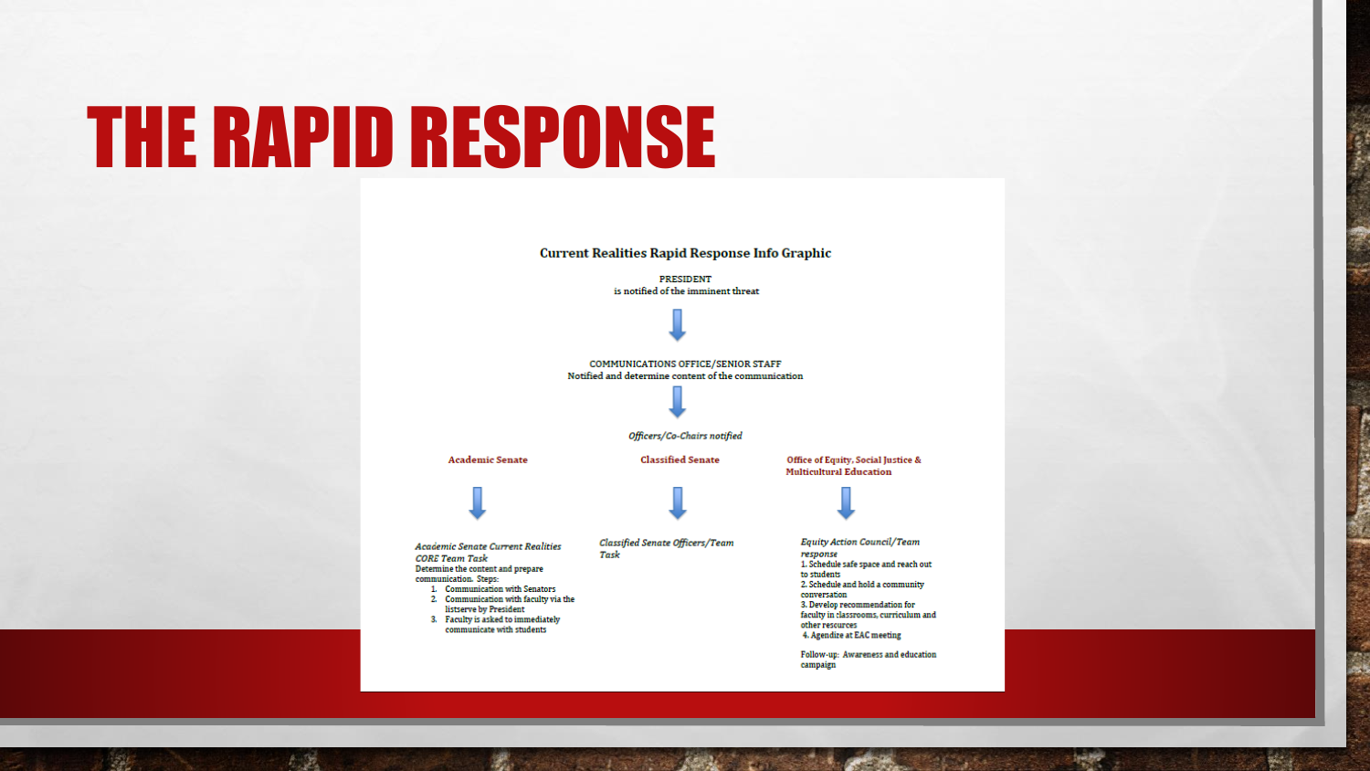# THE RAPID RESPONSE

## Current Realities Rapid Response Info Graphic

**PRESIDENT**
is notified of the imminent threat

↓

**COMMUNICATIONS OFFICE/SENIOR STAFF**
Notified and determine content of the communication

↓

*Officers/Co-Chairs notified*

### Academic Senate

↓

*Academic Senate Current Realities CORE Team Task*
Determine the content and prepare communication. Steps:

1. Communication with Senators
2. Communication with faculty via the listserve by President
3. Faculty is asked to immediately communicate with students

### Classified Senate

↓

*Classified Senate Officers/Team Task*

### Office of Equity, Social Justice & Multicultural Education

↓

*Equity Action Council/Team response*

1. Schedule safe space and reach out to students
2. Schedule and hold a community conversation
3. Develop recommendation for faculty in classrooms, curriculum and other resources
4. Agendize at EAC meeting

Follow-up: Awareness and education campaign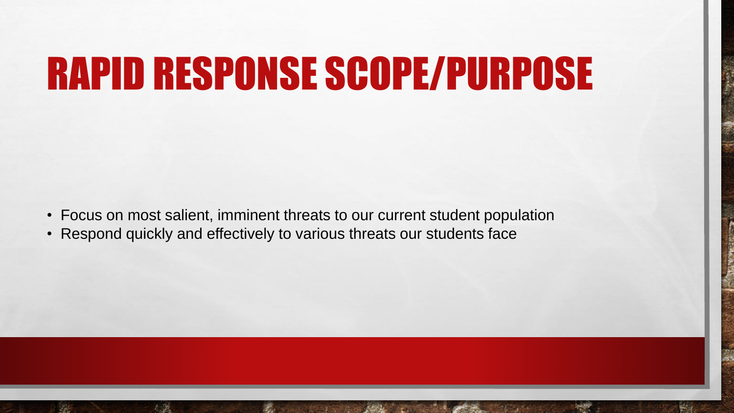# RAPID RESPONSE SCOPE/PURPOSE

- Focus on most salient, imminent threats to our current student population
- Respond quickly and effectively to various threats our students face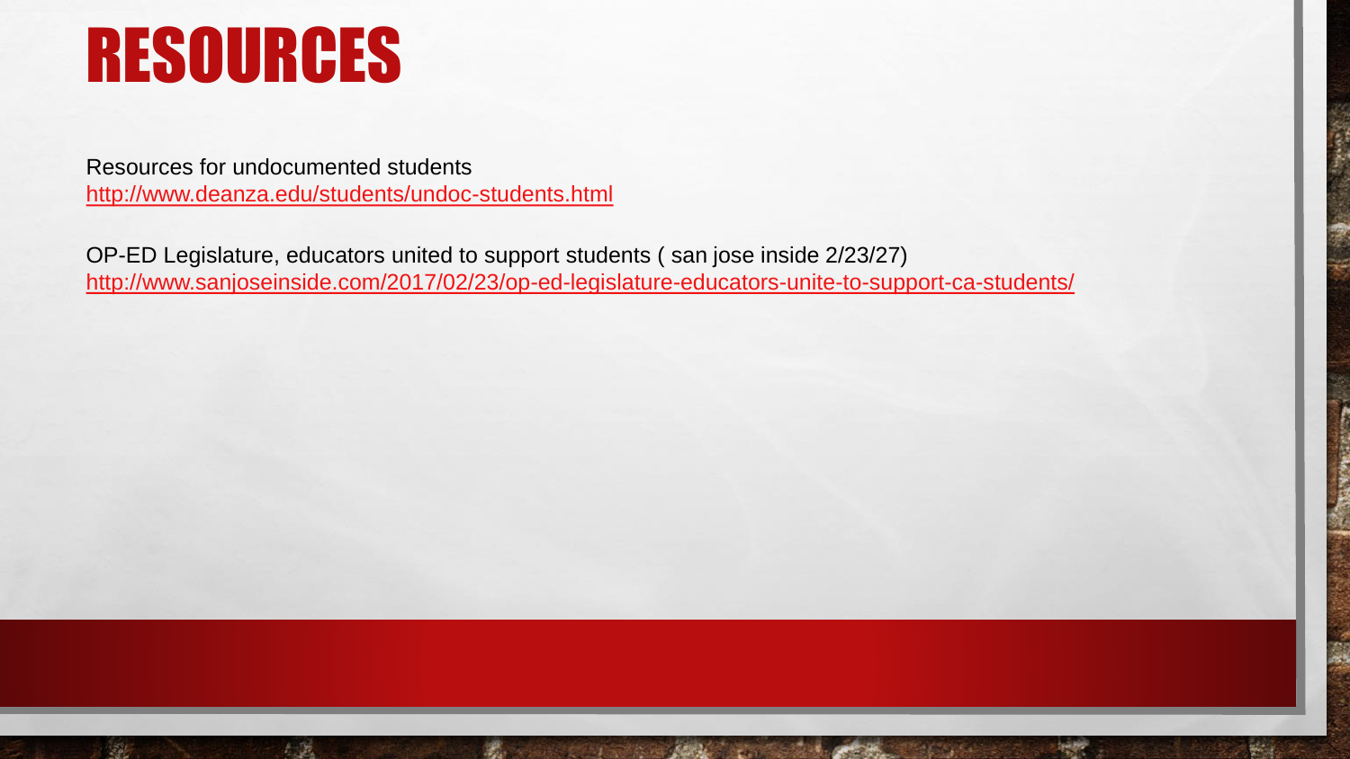# RESOURCES

Resources for undocumented students
http://www.deanza.edu/students/undoc-students.html

OP-ED Legislature, educators united to support students ( san jose inside 2/23/27)
http://www.sanjoseinside.com/2017/02/23/op-ed-legislature-educators-unite-to-support-ca-students/